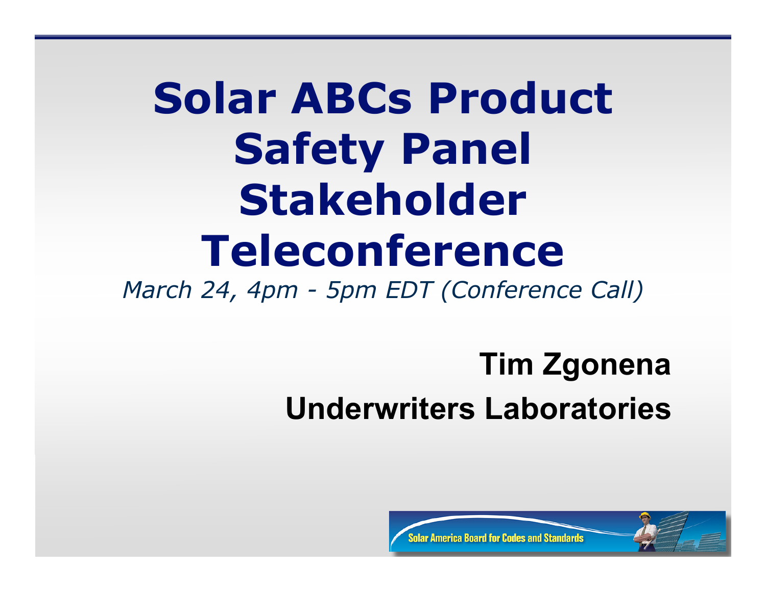# Solar ABCs Product Safety Panel Stakeholder Teleconference

*March 24, 4pm - 5pm EDT (Conference Call)*

**Tim Zgonena**

**Underwriters Laboratories**

Solar America Board for Codes and Standards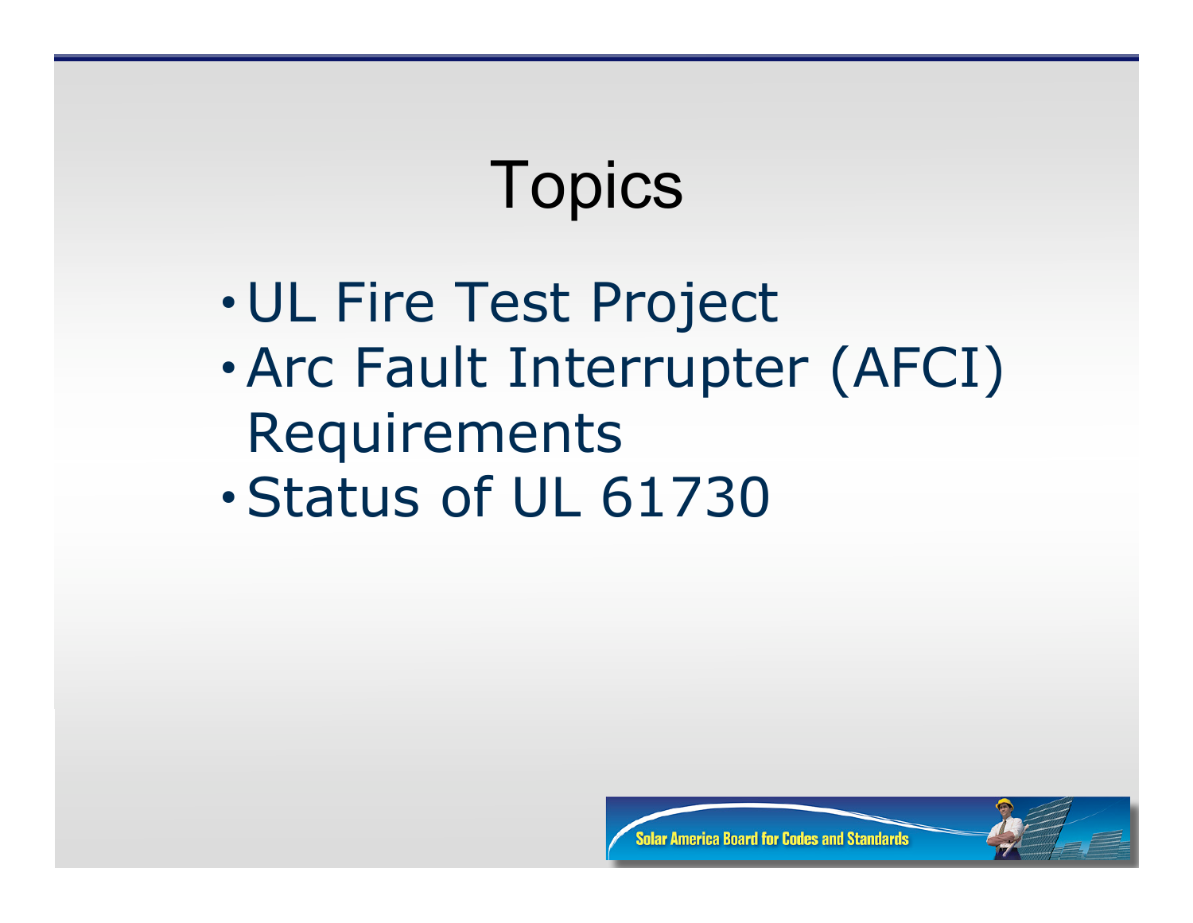# Topics

- UL Fire Test Project
- Arc Fault Interrupter (AFCI) Requirements
- Status of UL 61730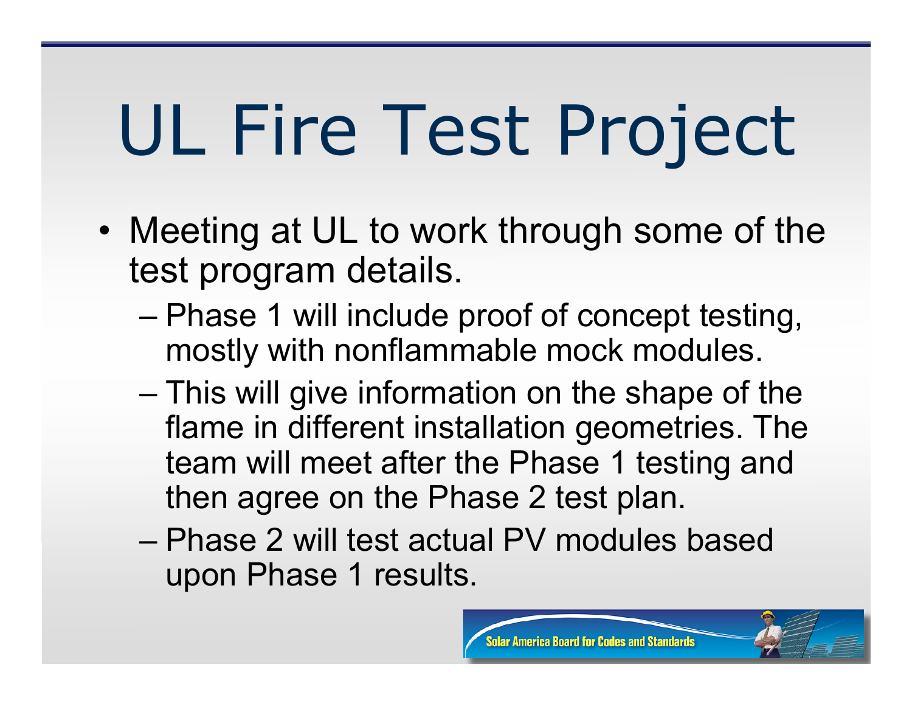# UL Fire Test Project

- Meeting at UL to work through some of the test program details.
  - Phase 1 will include proof of concept testing, mostly with nonflammable mock modules.
  - This will give information on the shape of the flame in different installation geometries. The team will meet after the Phase 1 testing and then agree on the Phase 2 test plan.
  - Phase 2 will test actual PV modules based upon Phase 1 results.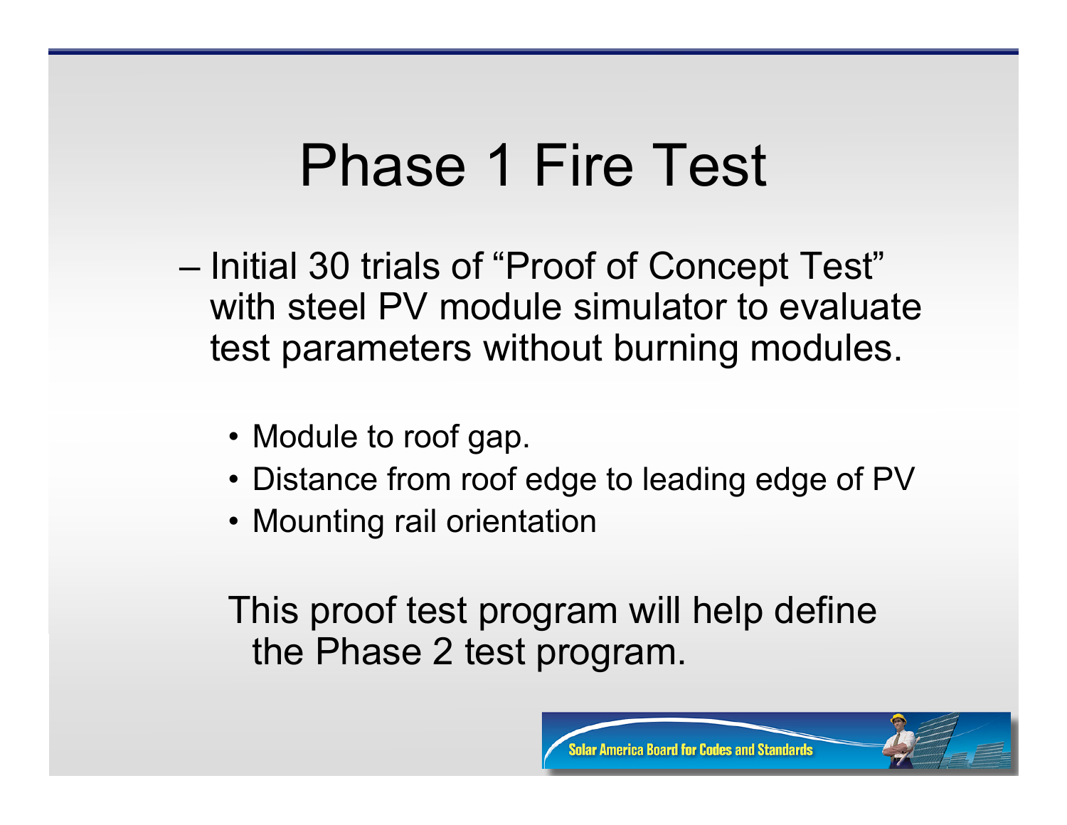# Phase 1 Fire Test

– Initial 30 trials of "Proof of Concept Test" with steel PV module simulator to evaluate test parameters without burning modules.

  - Module to roof gap.
  - Distance from roof edge to leading edge of PV
  - Mounting rail orientation

This proof test program will help define the Phase 2 test program.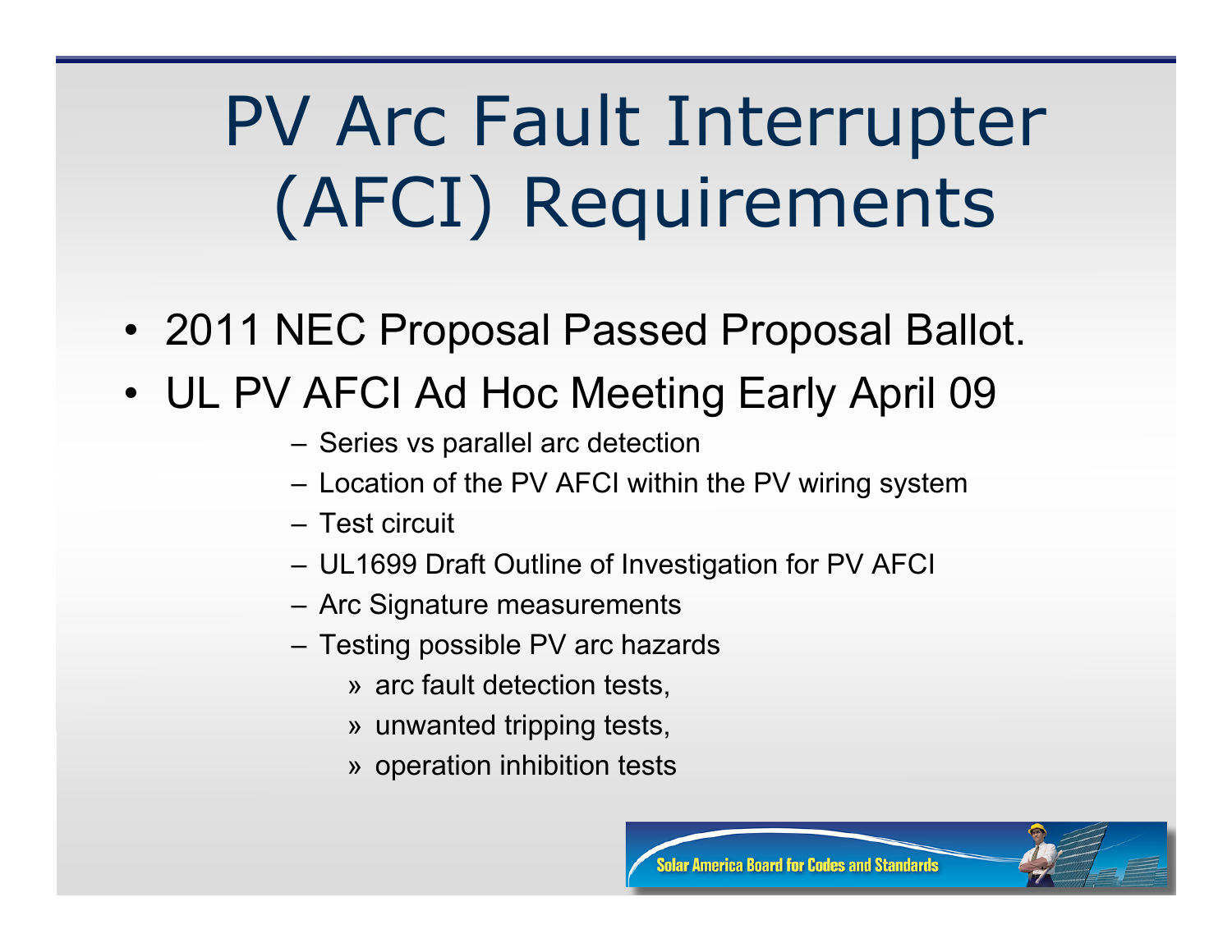# PV Arc Fault Interrupter (AFCI) Requirements

- 2011 NEC Proposal Passed Proposal Ballot.
- UL PV AFCI Ad Hoc Meeting Early April 09
  - Series vs parallel arc detection
  - Location of the PV AFCI within the PV wiring system
  - Test circuit
  - UL1699 Draft Outline of Investigation for PV AFCI
  - Arc Signature measurements
  - Testing possible PV arc hazards
    - arc fault detection tests,
    - unwanted tripping tests,
    - operation inhibition tests

Solar America Board for Codes and Standards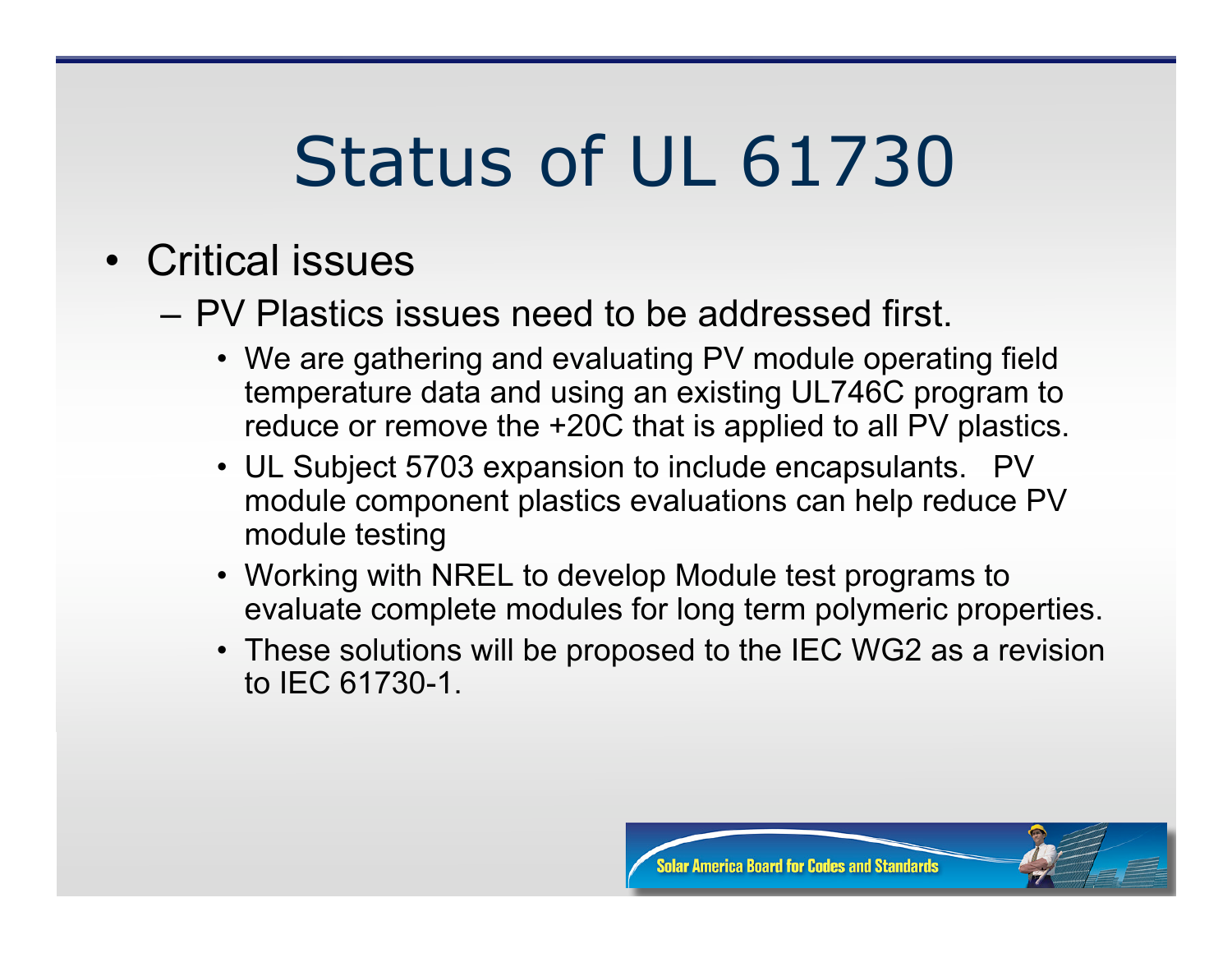# Status of UL 61730

- Critical issues
  - PV Plastics issues need to be addressed first.
    - We are gathering and evaluating PV module operating field temperature data and using an existing UL746C program to reduce or remove the +20C that is applied to all PV plastics.
    - UL Subject 5703 expansion to include encapsulants. PV module component plastics evaluations can help reduce PV module testing
    - Working with NREL to develop Module test programs to evaluate complete modules for long term polymeric properties.
    - These solutions will be proposed to the IEC WG2 as a revision to IEC 61730-1.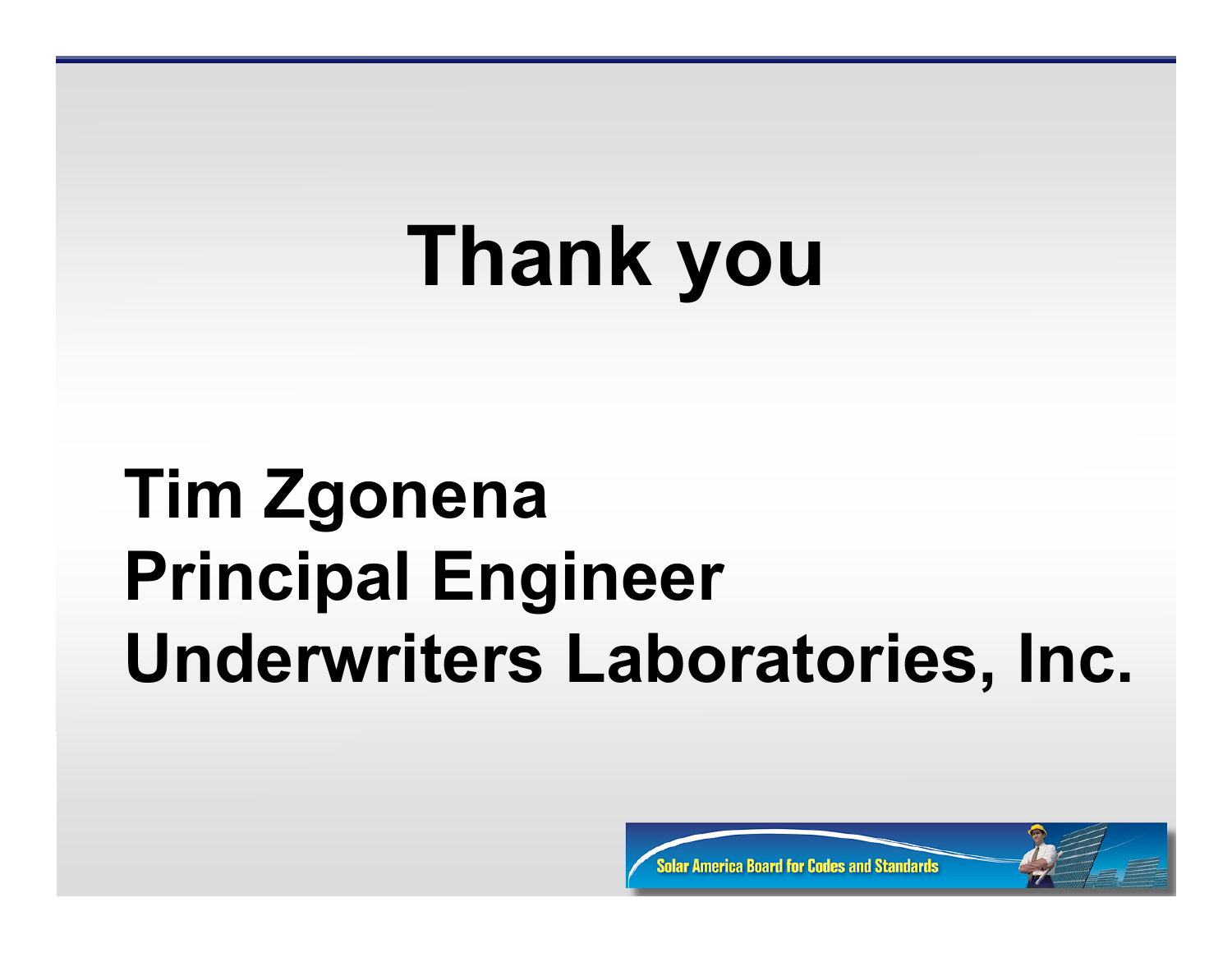# Thank you

**Tim Zgonena**
**Principal Engineer**
**Underwriters Laboratories, Inc.**